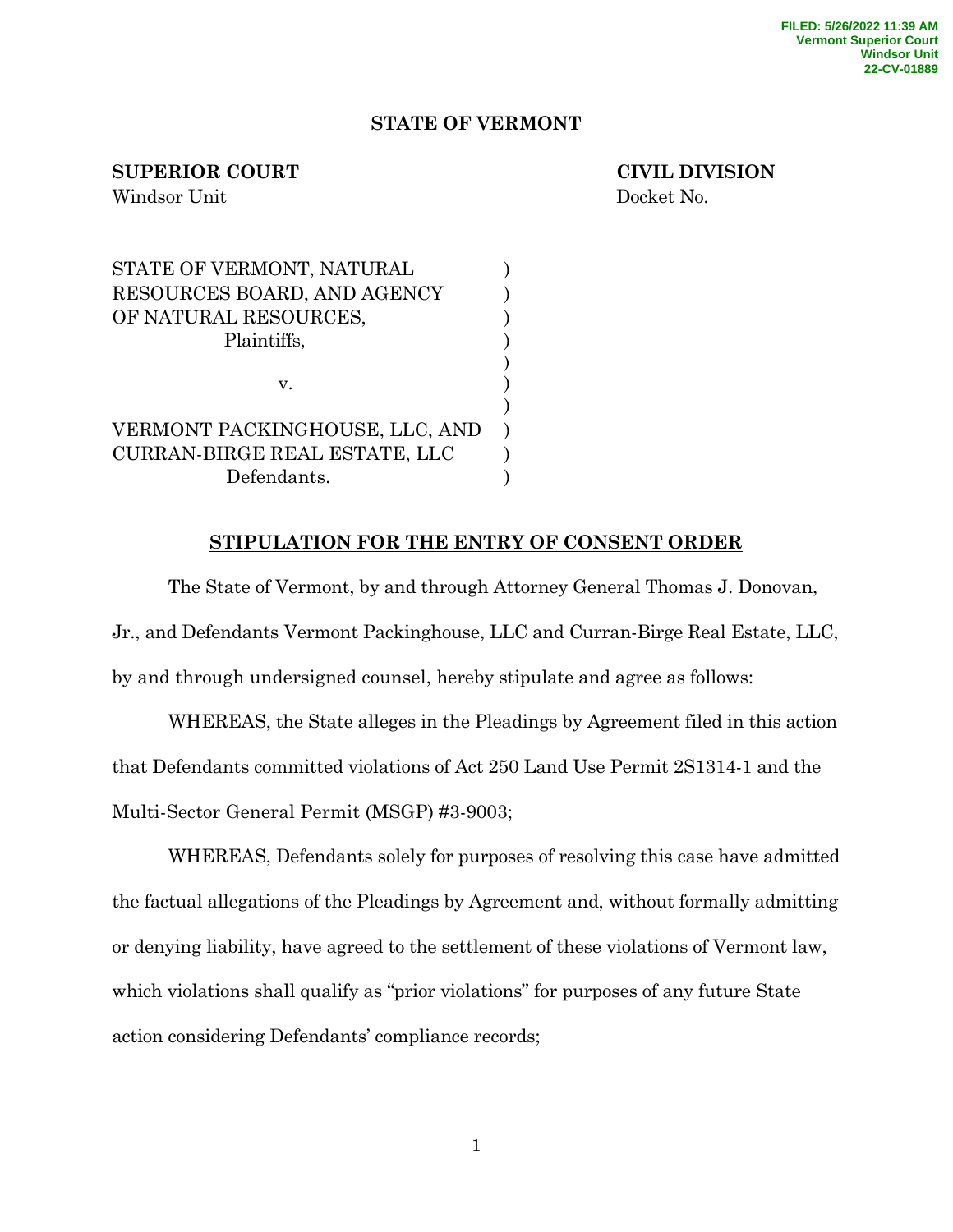FILED: 5/26/2022 11:39 AM
Vermont Superior Court
Windsor Unit
22-CV-01889

**STATE OF VERMONT**

**SUPERIOR COURT** | **CIVIL DIVISION**
Windsor Unit | Docket No.

STATE OF VERMONT, NATURAL RESOURCES BOARD, AND AGENCY OF NATURAL RESOURCES,
Plaintiffs,

v.

VERMONT PACKINGHOUSE, LLC, AND CURRAN-BIRGE REAL ESTATE, LLC
Defendants.

**STIPULATION FOR THE ENTRY OF CONSENT ORDER**

The State of Vermont, by and through Attorney General Thomas J. Donovan, Jr., and Defendants Vermont Packinghouse, LLC and Curran-Birge Real Estate, LLC, by and through undersigned counsel, hereby stipulate and agree as follows:

WHEREAS, the State alleges in the Pleadings by Agreement filed in this action that Defendants committed violations of Act 250 Land Use Permit 2S1314-1 and the Multi-Sector General Permit (MSGP) #3-9003;

WHEREAS, Defendants solely for purposes of resolving this case have admitted the factual allegations of the Pleadings by Agreement and, without formally admitting or denying liability, have agreed to the settlement of these violations of Vermont law, which violations shall qualify as "prior violations" for purposes of any future State action considering Defendants' compliance records;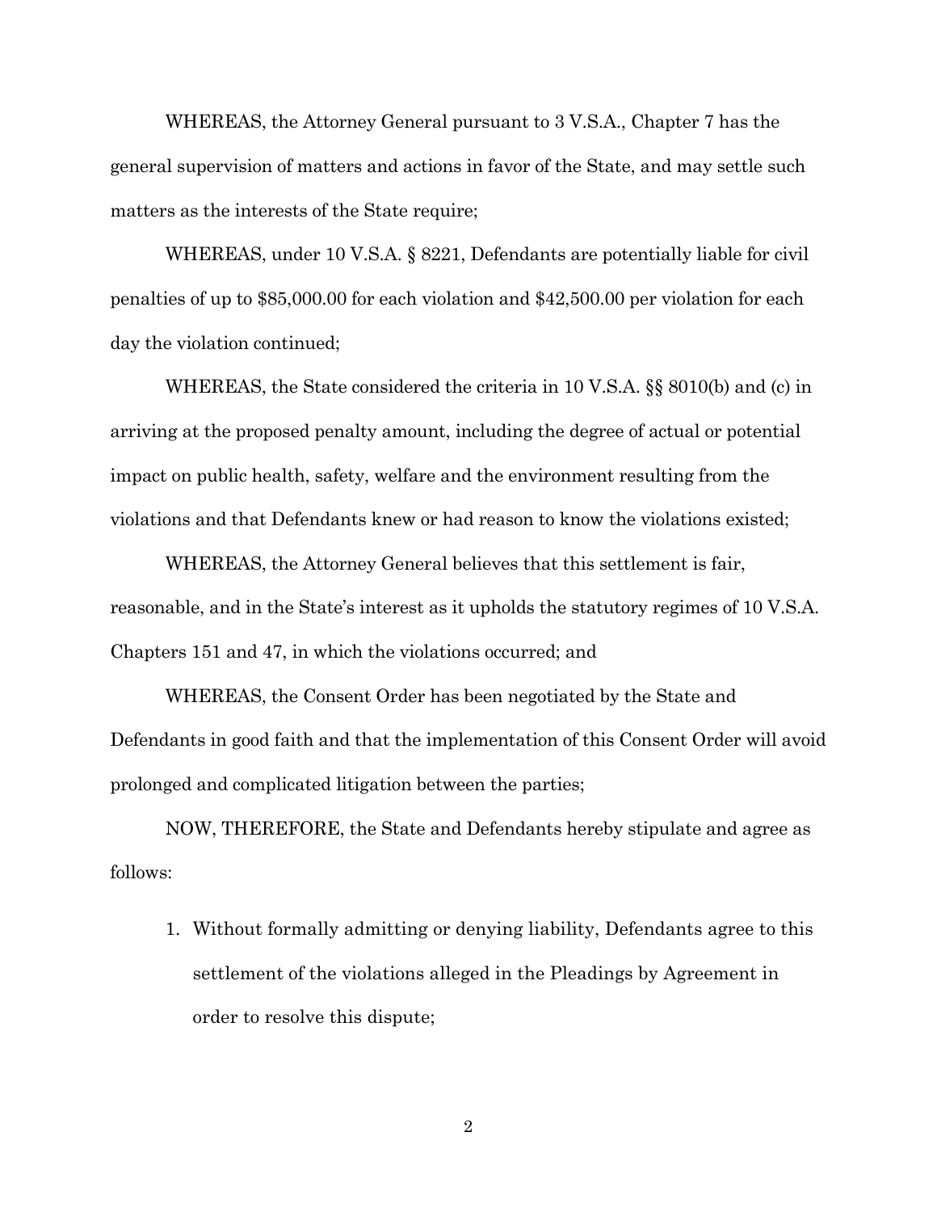WHEREAS, the Attorney General pursuant to 3 V.S.A., Chapter 7 has the general supervision of matters and actions in favor of the State, and may settle such matters as the interests of the State require;

WHEREAS, under 10 V.S.A. § 8221, Defendants are potentially liable for civil penalties of up to $85,000.00 for each violation and $42,500.00 per violation for each day the violation continued;

WHEREAS, the State considered the criteria in 10 V.S.A. §§ 8010(b) and (c) in arriving at the proposed penalty amount, including the degree of actual or potential impact on public health, safety, welfare and the environment resulting from the violations and that Defendants knew or had reason to know the violations existed;

WHEREAS, the Attorney General believes that this settlement is fair, reasonable, and in the State's interest as it upholds the statutory regimes of 10 V.S.A. Chapters 151 and 47, in which the violations occurred; and

WHEREAS, the Consent Order has been negotiated by the State and Defendants in good faith and that the implementation of this Consent Order will avoid prolonged and complicated litigation between the parties;

NOW, THEREFORE, the State and Defendants hereby stipulate and agree as follows:

1. Without formally admitting or denying liability, Defendants agree to this settlement of the violations alleged in the Pleadings by Agreement in order to resolve this dispute;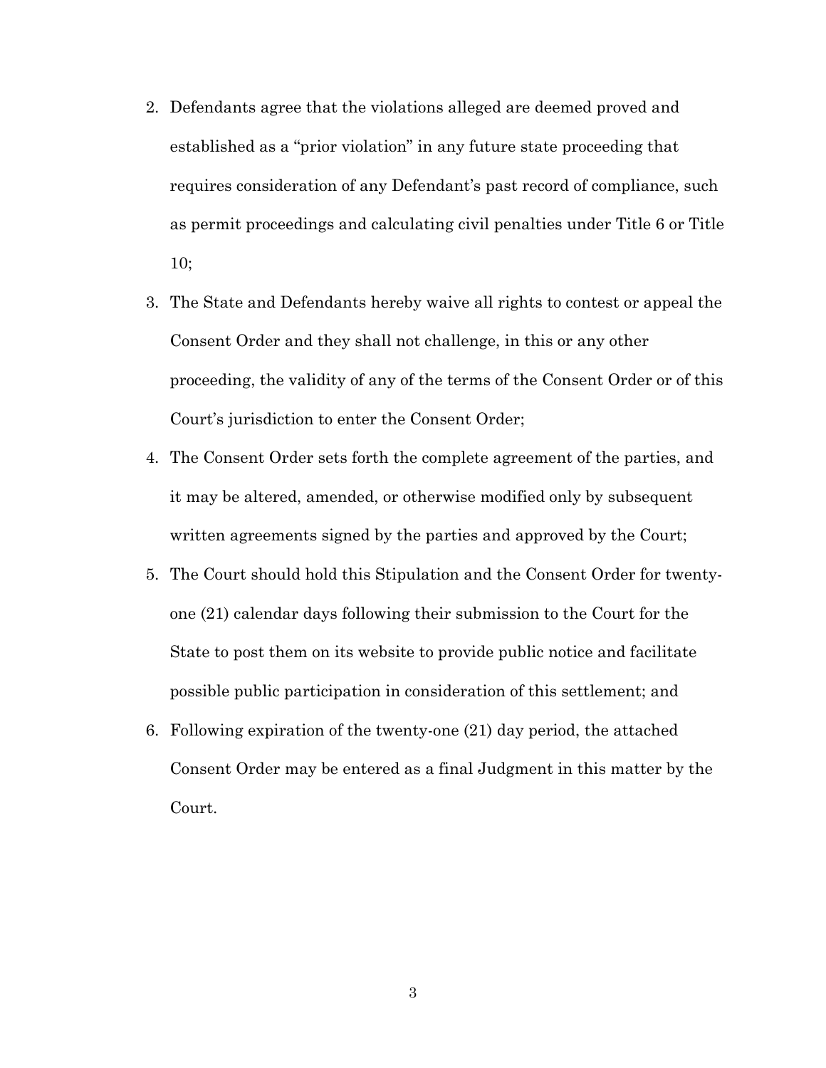2. Defendants agree that the violations alleged are deemed proved and established as a "prior violation" in any future state proceeding that requires consideration of any Defendant's past record of compliance, such as permit proceedings and calculating civil penalties under Title 6 or Title 10;
3. The State and Defendants hereby waive all rights to contest or appeal the Consent Order and they shall not challenge, in this or any other proceeding, the validity of any of the terms of the Consent Order or of this Court's jurisdiction to enter the Consent Order;
4. The Consent Order sets forth the complete agreement of the parties, and it may be altered, amended, or otherwise modified only by subsequent written agreements signed by the parties and approved by the Court;
5. The Court should hold this Stipulation and the Consent Order for twenty-one (21) calendar days following their submission to the Court for the State to post them on its website to provide public notice and facilitate possible public participation in consideration of this settlement; and
6. Following expiration of the twenty-one (21) day period, the attached Consent Order may be entered as a final Judgment in this matter by the Court.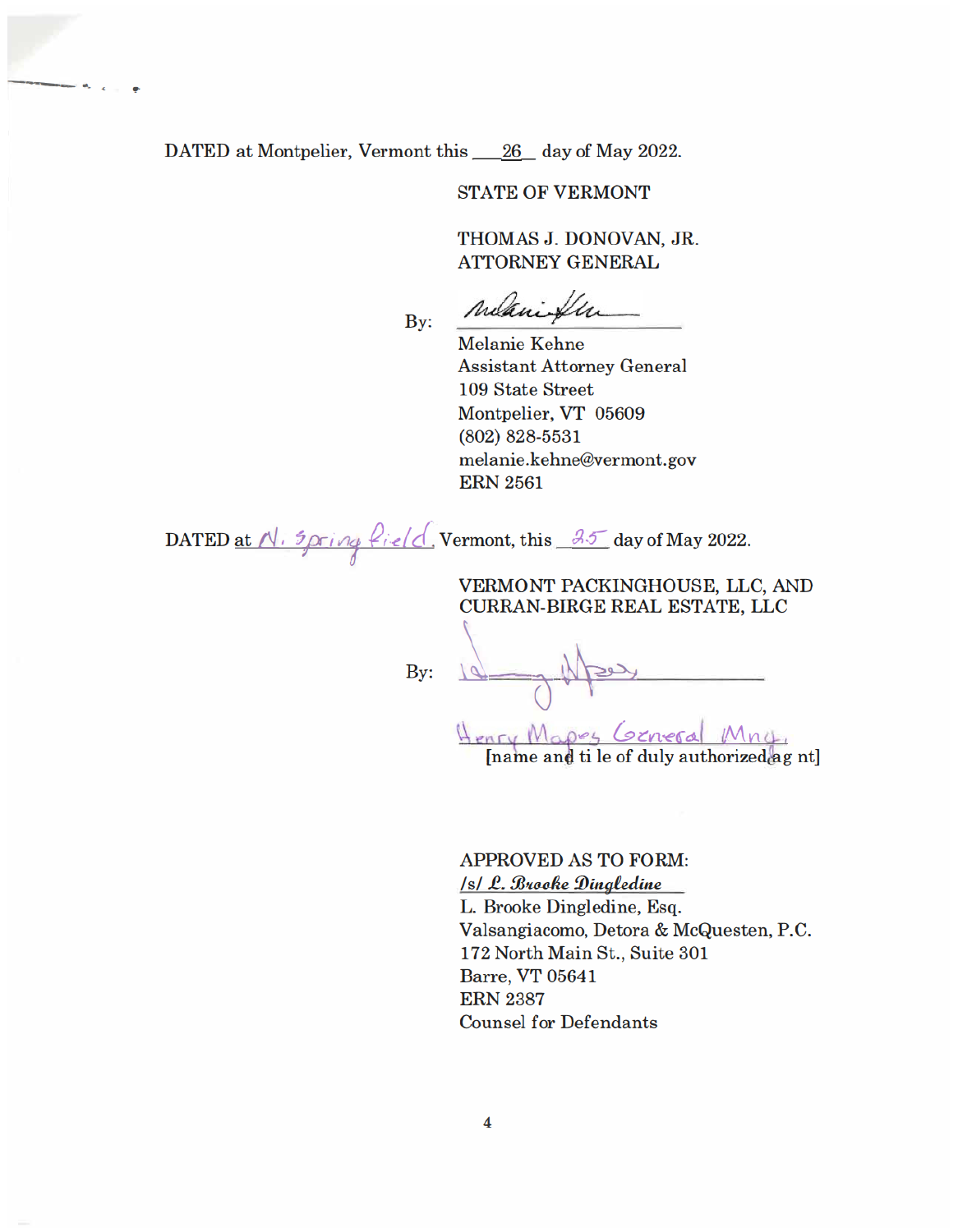DATED at Montpelier, Vermont this 26 day of May 2022.

STATE OF VERMONT

THOMAS J. DONOVAN, JR.
ATTORNEY GENERAL

By: ______________________________
Melanie Kehne
Assistant Attorney General
109 State Street
Montpelier, VT 05609
(802) 828-5531
melanie.kehne@vermont.gov
ERN 2561

DATED at N. Springfield, Vermont, this 25 day of May 2022.

VERMONT PACKINGHOUSE, LLC, AND
CURRAN-BIRGE REAL ESTATE, LLC

By: ______________________________

Henry Mapes General Mng.
[name and ti le of duly authorized ag nt]

APPROVED AS TO FORM:
/s/ L. Brooke Dingledine
L. Brooke Dingledine, Esq.
Valsangiacomo, Detora & McQuesten, P.C.
172 North Main St., Suite 301
Barre, VT 05641
ERN 2387
Counsel for Defendants